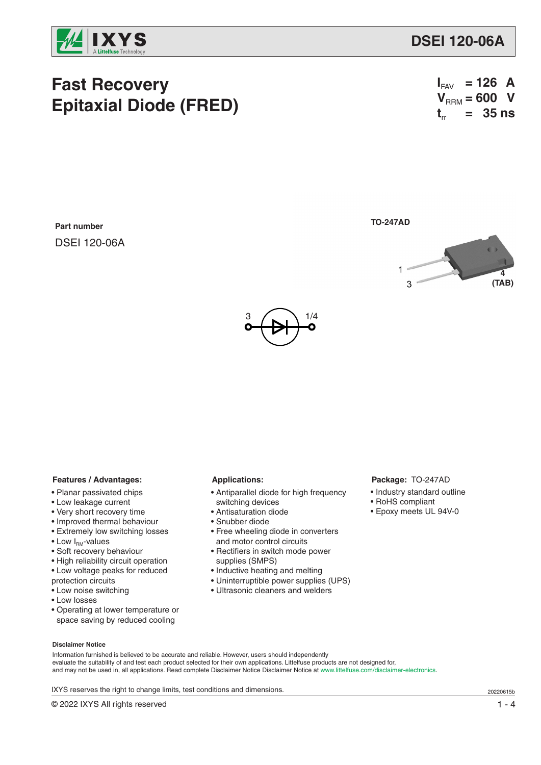# Fast Recovery Epitaxial Diode (FRED)

$I_{FAV}$ = 126 A
$V_{RRM}$ = 600 V
$t_{rr}$ = 35 ns

**Part number**

DSEI 120-06A

TO-247AD

1
3
4 (TAB)

3 — 1/4

### Features / Advantages:

- Planar passivated chips
- Low leakage current
- Very short recovery time
- Improved thermal behaviour
- Extremely low switching losses
- Low $I_{RM}$-values
- Soft recovery behaviour
- High reliability circuit operation
- Low voltage peaks for reduced protection circuits
- Low noise switching
- Low losses
- Operating at lower temperature or space saving by reduced cooling

### Applications:

- Antiparallel diode for high frequency switching devices
- Antisaturation diode
- Snubber diode
- Free wheeling diode in converters and motor control circuits
- Rectifiers in switch mode power supplies (SMPS)
- Inductive heating and melting
- Uninterruptible power supplies (UPS)
- Ultrasonic cleaners and welders

### Package: TO-247AD

- Industry standard outline
- RoHS compliant
- Epoxy meets UL 94V-0

**Disclaimer Notice**

Information furnished is believed to be accurate and reliable. However, users should independently evaluate the suitability of and test each product selected for their own applications. Littelfuse products are not designed for, and may not be used in, all applications. Read complete Disclaimer Notice Disclaimer Notice at www.littelfuse.com/disclaimer-electronics.

IXYS reserves the right to change limits, test conditions and dimensions.

20220615b

© 2022 IXYS All rights reserved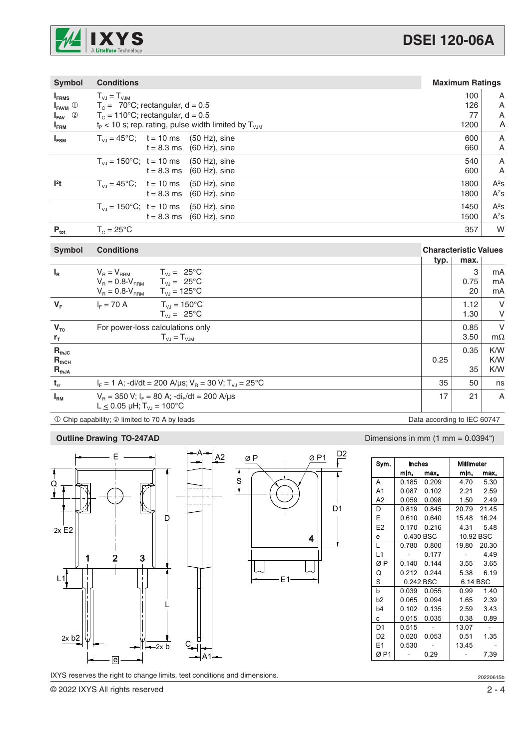| Symbol | Conditions | Maximum Ratings | |
|---|---|---|---|
| $I_{FRMS}$ | $T_{VJ} = T_{VJM}$ | 100 | A |
| $I_{FAVM}$ ① | $T_C = 70°C$; rectangular, d = 0.5 | 126 | A |
| $I_{FAV}$ ② | $T_C = 110°C$; rectangular, d = 0.5 | 77 | A |
| $I_{FRM}$ | $t_P < 10$ s; rep. rating, pulse width limited by $T_{VJM}$ | 1200 | A |
| $I_{FSM}$ | $T_{VJ} = 45°C$; t = 10 ms (50 Hz), sine | 600 | A |
| | t = 8.3 ms (60 Hz), sine | 660 | A |
| | $T_{VJ} = 150°C$; t = 10 ms (50 Hz), sine | 540 | A |
| | t = 8.3 ms (60 Hz), sine | 600 | A |
| $I^2t$ | $T_{VJ} = 45°C$; t = 10 ms (50 Hz), sine | 1800 | $A^2s$ |
| | t = 8.3 ms (60 Hz), sine | 1800 | $A^2s$ |
| | $T_{VJ} = 150°C$; t = 10 ms (50 Hz), sine | 1450 | $A^2s$ |
| | t = 8.3 ms (60 Hz), sine | 1500 | $A^2s$ |
| $P_{tot}$ | $T_C = 25°C$ | 357 | W |

| Symbol | Conditions | Characteristic Values typ. | max. | |
|---|---|---|---|---|
| $I_R$ | $V_R = V_{RRM}$ $T_{VJ} = 25°C$ | | 3 | mA |
| | $V_R = 0.8 \cdot V_{RRM}$ $T_{VJ} = 25°C$ | | 0.75 | mA |
| | $V_R = 0.8 \cdot V_{RRM}$ $T_{VJ} = 125°C$ | | 20 | mA |
| $V_F$ | $I_F = 70$ A $T_{VJ} = 150°C$ | | 1.12 | V |
| | $T_{VJ} = 25°C$ | | 1.30 | V |
| $V_{T0}$ | For power-loss calculations only | | 0.85 | V |
| $r_T$ | $T_{VJ} = T_{VJM}$ | | 3.50 | mΩ |
| $R_{thJC}$ | | | 0.35 | K/W |
| $R_{thCH}$ | | 0.25 | | K/W |
| $R_{thJA}$ | | | 35 | K/W |
| $t_{rr}$ | $I_F = 1$ A; -di/dt = 200 A/µs; $V_R = 30$ V; $T_{VJ} = 25°C$ | 35 | 50 | ns |
| $I_{RM}$ | $V_R = 350$ V; $I_F = 80$ A; $-di_F/dt = 200$ A/µs; $L \leq 0.05$ µH; $T_{VJ} = 100°C$ | 17 | 21 | A |

① Chip capability; ② limited to 70 A by leads

Data according to IEC 60747

**Outline Drawing TO-247AD**

Dimensions in mm (1 mm = 0.0394")

| Sym. | Inches min. | Inches max. | Millimeter min. | Millimeter max. |
|---|---|---|---|---|
| A | 0.185 | 0.209 | 4.70 | 5.30 |
| A1 | 0.087 | 0.102 | 2.21 | 2.59 |
| A2 | 0.059 | 0.098 | 1.50 | 2.49 |
| D | 0.819 | 0.845 | 20.79 | 21.45 |
| E | 0.610 | 0.640 | 15.48 | 16.24 |
| E2 | 0.170 | 0.216 | 4.31 | 5.48 |
| e | 0.430 BSC | | 10.92 BSC | |
| L | 0.780 | 0.800 | 19.80 | 20.30 |
| L1 | - | 0.177 | - | 4.49 |
| Ø P | 0.140 | 0.144 | 3.55 | 3.65 |
| Q | 0.212 | 0.244 | 5.38 | 6.19 |
| S | 0.242 BSC | | 6.14 BSC | |
| b | 0.039 | 0.055 | 0.99 | 1.40 |
| b2 | 0.065 | 0.094 | 1.65 | 2.39 |
| b4 | 0.102 | 0.135 | 2.59 | 3.43 |
| c | 0.015 | 0.035 | 0.38 | 0.89 |
| D1 | 0.515 | - | 13.07 | - |
| D2 | 0.020 | 0.053 | 0.51 | 1.35 |
| E1 | 0.530 | - | 13.45 | - |
| Ø P1 | - | 0.29 | - | 7.39 |

IXYS reserves the right to change limits, test conditions and dimensions.

20220615b

© 2022 IXYS All rights reserved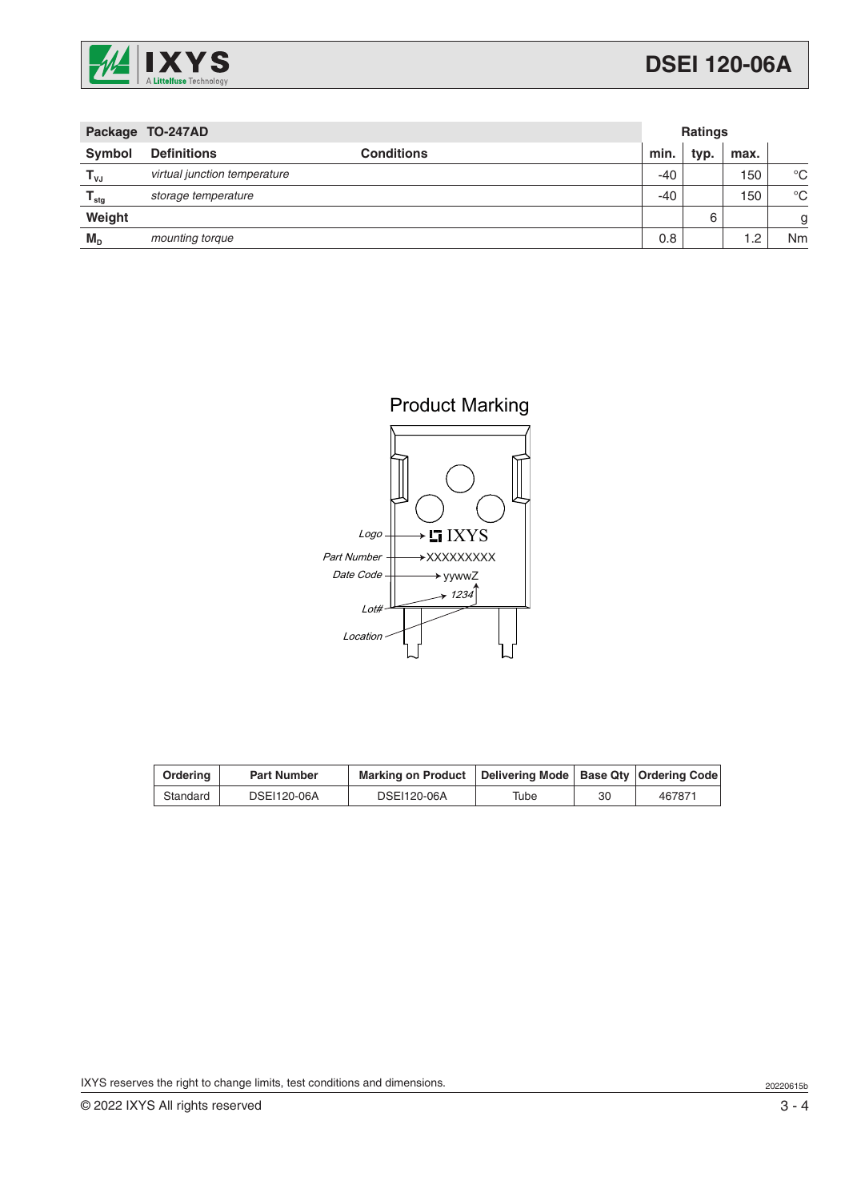| Package TO-247AD | | | Ratings | | | |
|---|---|---|---|---|---|---|
| **Symbol** | **Definitions** | **Conditions** | **min.** | **typ.** | **max.** | |
| $T_{VJ}$ | *virtual junction temperature* | | -40 | | 150 | °C |
| $T_{stg}$ | *storage temperature* | | -40 | | 150 | °C |
| **Weight** | | | | 6 | | g |
| $M_D$ | *mounting torque* | | 0.8 | | 1.2 | Nm |

## Product Marking

Logo → IXYS
Part Number → XXXXXXXXX
Date Code → yywwZ
Lot# → 1234
Location

| Ordering | Part Number | Marking on Product | Delivering Mode | Base Qty | Ordering Code |
|---|---|---|---|---|---|
| Standard | DSEI120-06A | DSEI120-06A | Tube | 30 | 467871 |

IXYS reserves the right to change limits, test conditions and dimensions.

© 2022 IXYS All rights reserved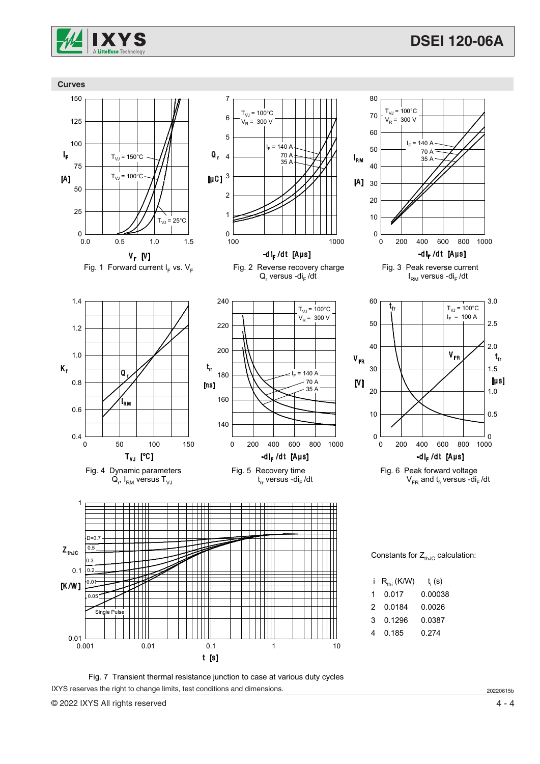## Curves

150
125
100
$I_F$
75
[A]
50
25
0

0.0 0.5 1.0 1.5

$T_{VJ}$ = 150°C
$T_{VJ}$ = 100°C
$T_{VJ}$ = 25°C

$V_F$ [V]

Fig. 1 Forward current $I_F$ vs. $V_F$

7
6
5
$Q_r$ 4
[μC] 3
2
1
0

100 1000

$T_{VJ}$ = 100°C
$V_R$ = 300 V

$I_F$ = 140 A
70 A
35 A

$-dI_F/dt$ [A/μs]

Fig. 2 Reverse recovery charge $Q_r$ versus $-di_F/dt$

80
70
60
$I_{RM}$ 50
40
[A] 30
20
10
0

0 200 400 600 800 1000

$T_{VJ}$ = 100°C
$V_R$ = 300 V

$I_F$ = 140 A
70 A
35 A

$-dI_F/dt$ [A/μs]

Fig. 3 Peak reverse current $I_{RM}$ versus $-di_F/dt$

1.4
1.2
1.0
$K_f$
0.8
0.6
0.4

0 50 100 150

$Q_r$
$I_{RM}$

$T_{VJ}$ [°C]

Fig. 4 Dynamic parameters $Q_r$, $I_{RM}$ versus $T_{VJ}$

240
220
200
$t_{rr}$ 180
[ns]
160
140

0 200 400 600 800 1000

$T_{VJ}$ = 100°C
$V_R$ = 300 V

$I_F$ = 140 A
70 A
35 A

$-dI_F/dt$ [A/μs]

Fig. 5 Recovery time $t_{rr}$ versus $-di_F/dt$

60
50
40
$V_{FR}$ 30
[V] 20
10
0

0 200 400 600 800 1000

3.0
2.5
2.0
1.5 $t_{fr}$
1.0 [μs]
0.5
0

$t_{fr}$
$V_{FR}$

$T_{VJ}$ = 100°C
$I_F$ = 100 A

$-dI_F/dt$ [A/μs]

Fig. 6 Peak forward voltage $V_{FR}$ and $t_{fr}$ versus $-di_F/dt$

1
$Z_{thJC}$
0.1
[K/W]
0.01

0.001 0.01 0.1 1 10

D=0.7
0.5
0.3
0.2
0.1
0.05
Single Pulse

t [s]

Fig. 7 Transient thermal resistance junction to case at various duty cycles

Constants for $Z_{thJC}$ calculation:

| i | $R_{thi}$ (K/W) | $t_i$ (s) |
|---|---|---|
| 1 | 0.017 | 0.00038 |
| 2 | 0.0184 | 0.0026 |
| 3 | 0.1296 | 0.0387 |
| 4 | 0.185 | 0.274 |

IXYS reserves the right to change limits, test conditions and dimensions.

20220615b

© 2022 IXYS All rights reserved